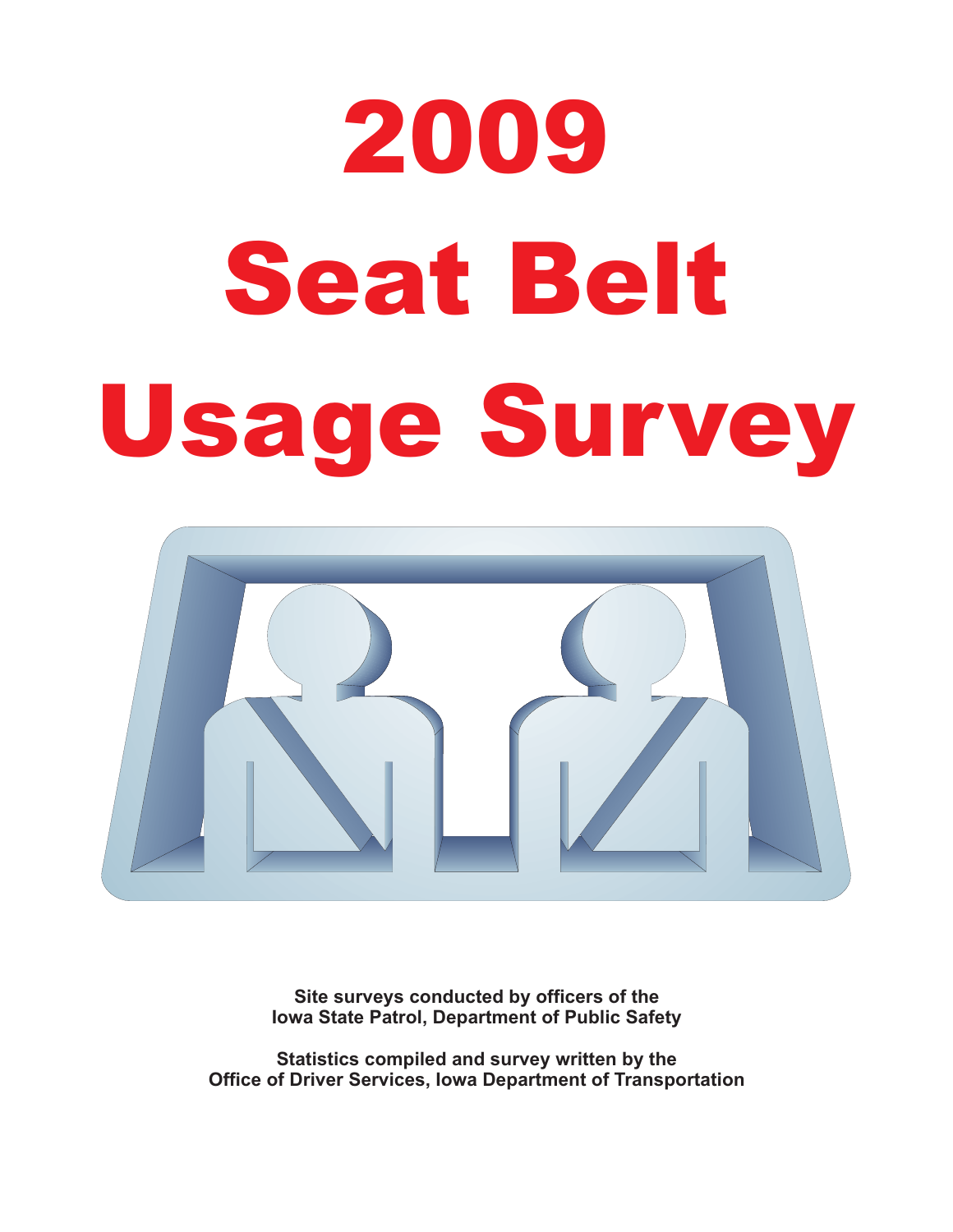# 2009 Seat Belt Usage Survey

**Site surveys conducted by officers of the Iowa State Patrol, Department of Public Safety**

**Statistics compiled and survey written by the Office of Driver Services, Iowa Department of Transportation**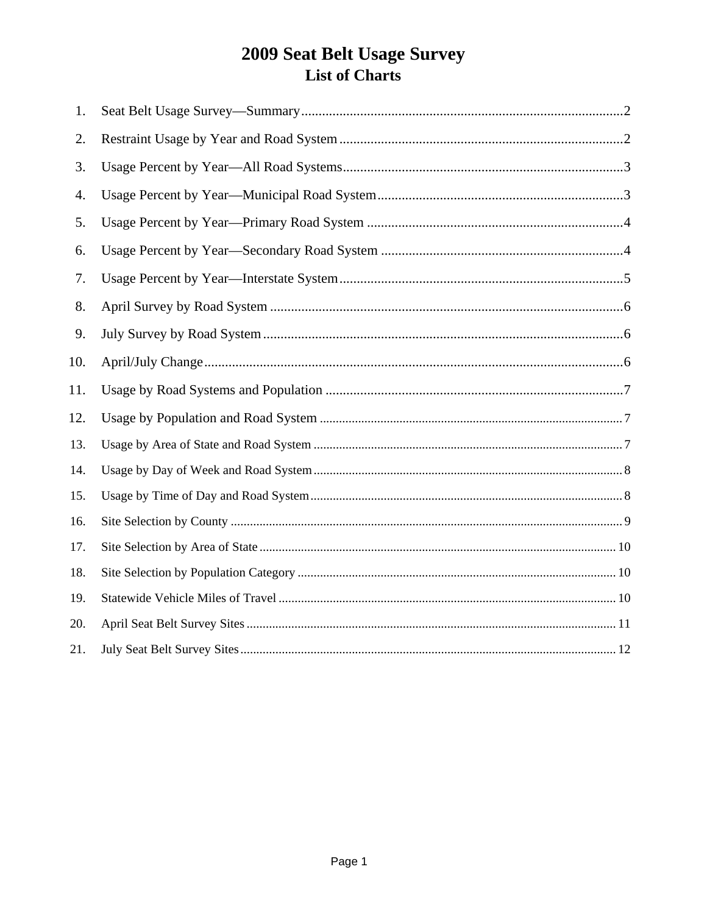# 2009 Seat Belt Usage Survey

## List of Charts

1. Seat Belt Usage Survey—Summary ..... 2
2. Restraint Usage by Year and Road System ..... 2
3. Usage Percent by Year—All Road Systems ..... 3
4. Usage Percent by Year—Municipal Road System ..... 3
5. Usage Percent by Year—Primary Road System ..... 4
6. Usage Percent by Year—Secondary Road System ..... 4
7. Usage Percent by Year—Interstate System ..... 5
8. April Survey by Road System ..... 6
9. July Survey by Road System ..... 6
10. April/July Change ..... 6
11. Usage by Road Systems and Population ..... 7
12. Usage by Population and Road System ..... 7
13. Usage by Area of State and Road System ..... 7
14. Usage by Day of Week and Road System ..... 8
15. Usage by Time of Day and Road System ..... 8
16. Site Selection by County ..... 9
17. Site Selection by Area of State ..... 10
18. Site Selection by Population Category ..... 10
19. Statewide Vehicle Miles of Travel ..... 10
20. April Seat Belt Survey Sites ..... 11
21. July Seat Belt Survey Sites ..... 12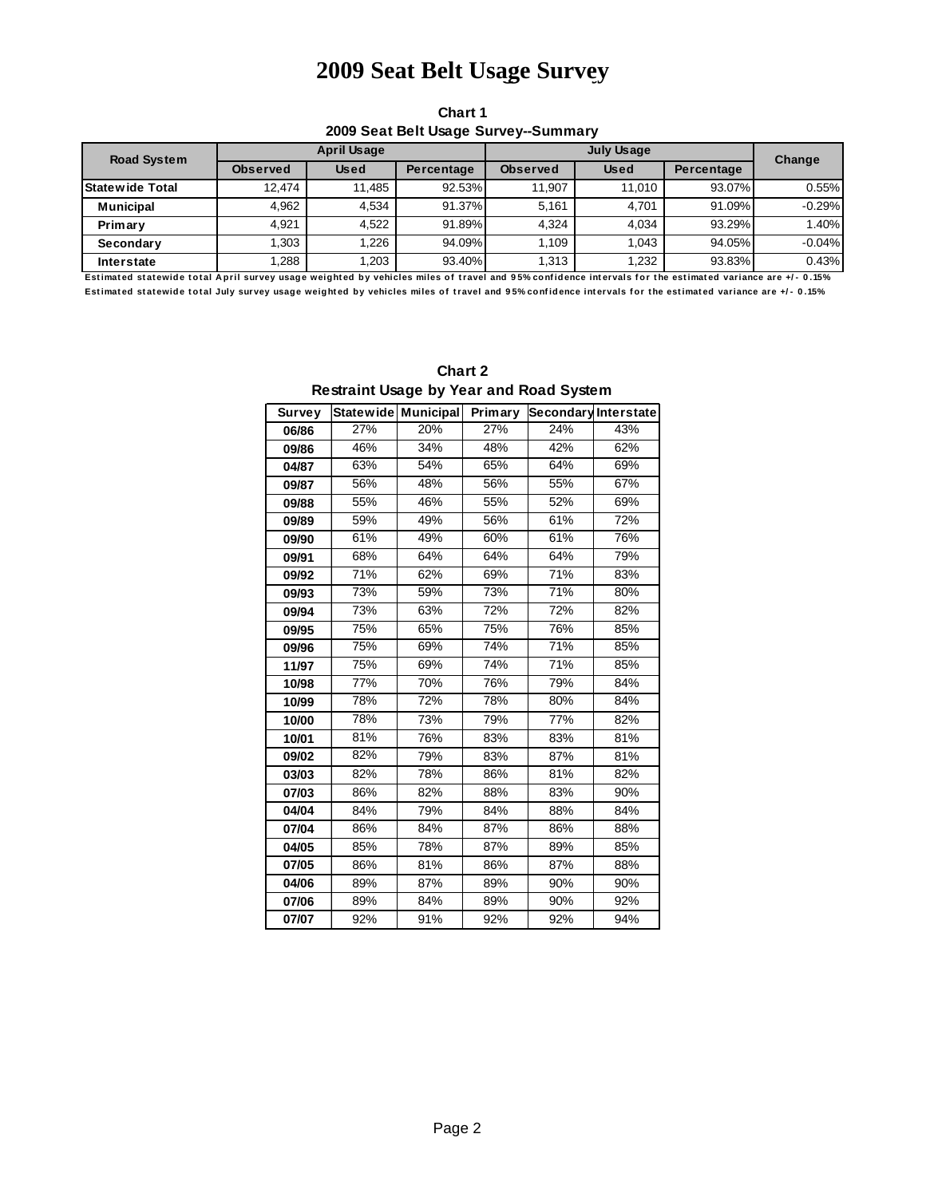# 2009 Seat Belt Usage Survey

**Chart 1**
**2009 Seat Belt Usage Survey--Summary**

| Road System | April Usage | | | July Usage | | | Change |
|---|---|---|---|---|---|---|---|
| | Observed | Used | Percentage | Observed | Used | Percentage | |
| **Statewide Total** | 12,474 | 11,485 | 92.53% | 11,907 | 11,010 | 93.07% | 0.55% |
| **Municipal** | 4,962 | 4,534 | 91.37% | 5,161 | 4,701 | 91.09% | -0.29% |
| **Primary** | 4,921 | 4,522 | 91.89% | 4,324 | 4,034 | 93.29% | 1.40% |
| **Secondary** | 1,303 | 1,226 | 94.09% | 1,109 | 1,043 | 94.05% | -0.04% |
| **Interstate** | 1,288 | 1,203 | 93.40% | 1,313 | 1,232 | 93.83% | 0.43% |

**Estimated statewide total April survey usage weighted by vehicles miles of travel and 95% confidence intervals for the estimated variance are +/- 0.15%**
**Estimated statewide total July survey usage weighted by vehicles miles of travel and 95% confidence intervals for the estimated variance are +/- 0.15%**

**Chart 2**
**Restraint Usage by Year and Road System**

| Survey | Statewide | Municipal | Primary | Secondary | Interstate |
|---|---|---|---|---|---|
| 06/86 | 27% | 20% | 27% | 24% | 43% |
| 09/86 | 46% | 34% | 48% | 42% | 62% |
| 04/87 | 63% | 54% | 65% | 64% | 69% |
| 09/87 | 56% | 48% | 56% | 55% | 67% |
| 09/88 | 55% | 46% | 55% | 52% | 69% |
| 09/89 | 59% | 49% | 56% | 61% | 72% |
| 09/90 | 61% | 49% | 60% | 61% | 76% |
| 09/91 | 68% | 64% | 64% | 64% | 79% |
| 09/92 | 71% | 62% | 69% | 71% | 83% |
| 09/93 | 73% | 59% | 73% | 71% | 80% |
| 09/94 | 73% | 63% | 72% | 72% | 82% |
| 09/95 | 75% | 65% | 75% | 76% | 85% |
| 09/96 | 75% | 69% | 74% | 71% | 85% |
| 11/97 | 75% | 69% | 74% | 71% | 85% |
| 10/98 | 77% | 70% | 76% | 79% | 84% |
| 10/99 | 78% | 72% | 78% | 80% | 84% |
| 10/00 | 78% | 73% | 79% | 77% | 82% |
| 10/01 | 81% | 76% | 83% | 83% | 81% |
| 09/02 | 82% | 79% | 83% | 87% | 81% |
| 03/03 | 82% | 78% | 86% | 81% | 82% |
| 07/03 | 86% | 82% | 88% | 83% | 90% |
| 04/04 | 84% | 79% | 84% | 88% | 84% |
| 07/04 | 86% | 84% | 87% | 86% | 88% |
| 04/05 | 85% | 78% | 87% | 89% | 85% |
| 07/05 | 86% | 81% | 86% | 87% | 88% |
| 04/06 | 89% | 87% | 89% | 90% | 90% |
| 07/06 | 89% | 84% | 89% | 90% | 92% |
| 07/07 | 92% | 91% | 92% | 92% | 94% |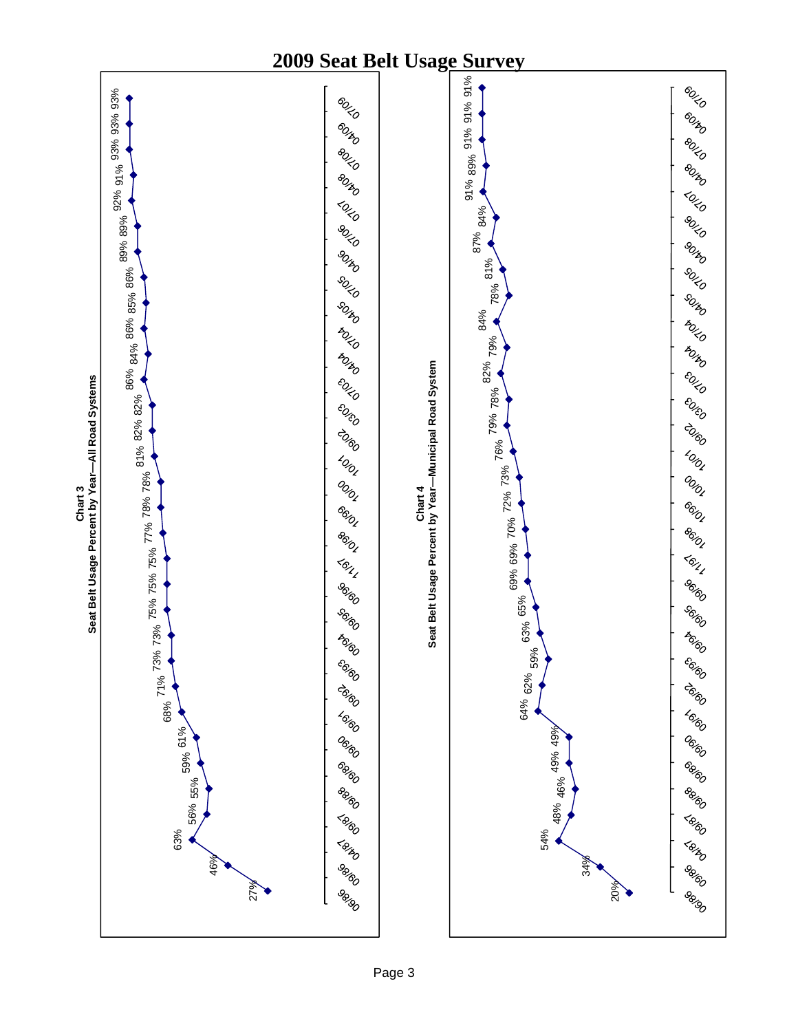# 2009 Seat Belt Usage Survey

**Chart 3**
**Seat Belt Usage Percent by Year—All Road Systems**

| Date | Percent |
| --- | --- |
| 06/86 | 27% |
| 09/86 | 46% |
| 04/87 | 63% |
| 09/87 | 56% |
| 09/88 | 55% |
| 09/89 | 59% |
| 09/90 | 61% |
| 09/91 | 68% |
| 09/92 | 71% |
| 09/93 | 73% |
| 09/94 | 73% |
| 09/95 | 75% |
| 09/96 | 75% |
| 11/97 | 75% |
| 10/98 | 77% |
| 10/99 | 78% |
| 10/00 | 78% |
| 10/01 | 81% |
| 09/02 | 82% |
| 03/03 | 82% |
| 07/03 | 86% |
| 04/04 | 84% |
| 07/04 | 86% |
| 04/05 | 85% |
| 07/05 | 86% |
| 04/06 | 89% |
| 07/06 | 89% |
| 07/07 | 92% |
| 04/08 | 91% |
| 07/08 | 93% |
| 04/09 | 93% |
| 07/09 | 93% |

**Chart 4**
**Seat Belt Usage Percent by Year—Municipal Road System**

| Date | Percent |
| --- | --- |
| 06/86 | 20% |
| 09/86 | 34% |
| 04/87 | 54% |
| 09/87 | 48% |
| 09/88 | 46% |
| 09/89 | 49% |
| 09/90 | 49% |
| 09/91 | 64% |
| 09/92 | 62% |
| 09/93 | 59% |
| 09/94 | 63% |
| 09/95 | 65% |
| 09/96 | 69% |
| 11/97 | 69% |
| 10/98 | 70% |
| 10/99 | 72% |
| 10/00 | 73% |
| 10/01 | 76% |
| 09/02 | 79% |
| 03/03 | 78% |
| 07/03 | 82% |
| 04/04 | 79% |
| 07/04 | 84% |
| 04/05 | 78% |
| 07/05 | 81% |
| 04/06 | 87% |
| 07/06 | 84% |
| 07/07 | 91% |
| 04/08 | 89% |
| 07/08 | 91% |
| 04/09 | 91% |
| 07/09 | 91% |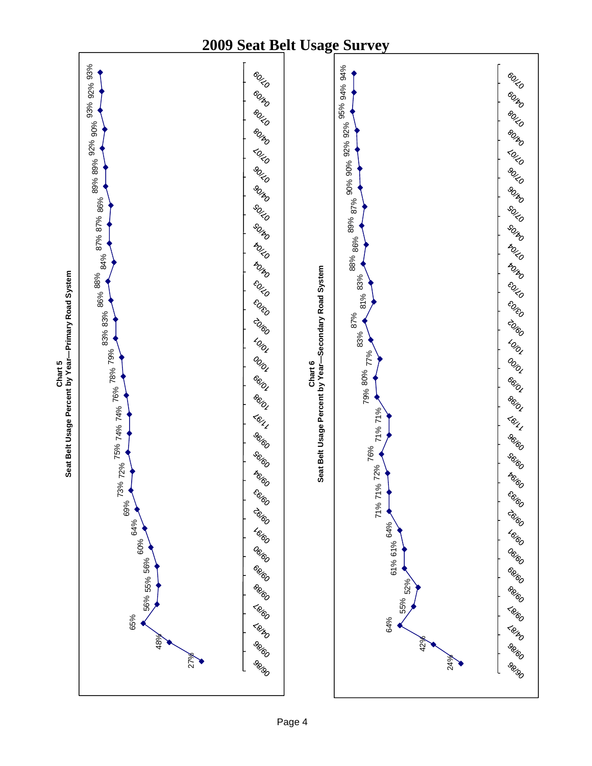# 2009 Seat Belt Usage Survey

## Chart 5
### Seat Belt Usage Percent by Year—Primary Road System

| Date | Percent |
|---|---|
| 06/86 | 27% |
| 09/86 | 48% |
| 04/87 | 65% |
| 09/87 | 56% |
| 09/88 | 55% |
| 09/89 | 56% |
| 09/90 | 60% |
| 09/91 | 64% |
| 09/92 | 69% |
| 09/93 | 73% |
| 09/94 | 72% |
| 09/95 | 75% |
| 09/96 | 74% |
| 11/97 | 74% |
| 10/98 | 76% |
| 10/99 | 78% |
| 10/00 | 79% |
| 10/01 | 83% |
| 09/02 | 83% |
| 03/03 | 86% |
| 07/03 | 88% |
| 04/04 | 84% |
| 07/04 | 87% |
| 04/05 | 87% |
| 07/05 | 86% |
| 04/06 | 89% |
| 07/06 | 89% |
| 07/07 | 92% |
| 04/08 | 90% |
| 07/08 | 93% |
| 04/09 | 92% |
| 07/09 | 93% |

## Chart 6
### Seat Belt Usage Percent by Year—Secondary Road System

| Date | Percent |
|---|---|
| 06/86 | 24% |
| 09/86 | 42% |
| 04/87 | 64% |
| 09/87 | 55% |
| 09/88 | 52% |
| 09/89 | 61% |
| 09/90 | 61% |
| 09/91 | 64% |
| 09/92 | 71% |
| 09/93 | 71% |
| 09/94 | 72% |
| 09/95 | 76% |
| 09/96 | 71% |
| 11/97 | 71% |
| 10/98 | 79% |
| 10/99 | 80% |
| 10/00 | 77% |
| 10/01 | 83% |
| 09/02 | 87% |
| 03/03 | 81% |
| 07/03 | 83% |
| 04/04 | 88% |
| 07/04 | 86% |
| 04/05 | 89% |
| 07/05 | 87% |
| 04/06 | 90% |
| 07/06 | 90% |
| 07/07 | 92% |
| 04/08 | 92% |
| 07/08 | 95% |
| 04/09 | 94% |
| 07/09 | 94% |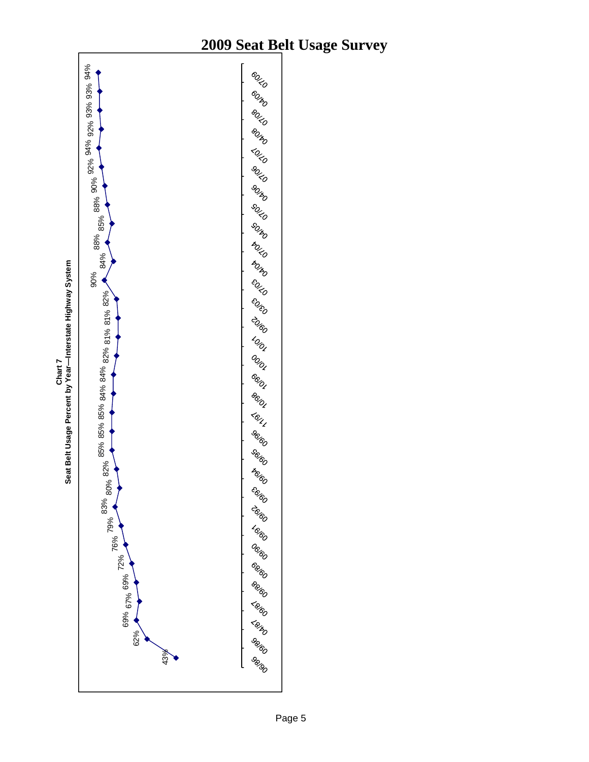**Chart 7**
**Seat Belt Usage Percent by Year—Interstate Highway System**

| Date | Seat Belt Usage |
|---|---|
| 06/86 | 43% |
| 09/86 | 62% |
| 04/87 | 69% |
| 09/87 | 67% |
| 09/88 | 69% |
| 09/89 | 72% |
| 09/90 | 76% |
| 09/91 | 79% |
| 09/92 | 83% |
| 09/93 | 80% |
| 09/94 | 82% |
| 09/95 | 85% |
| 09/96 | 85% |
| 11/97 | 85% |
| 10/98 | 84% |
| 10/99 | 84% |
| 10/00 | 82% |
| 10/01 | 81% |
| 09/02 | 81% |
| 03/03 | 82% |
| 07/03 | 90% |
| 04/04 | 84% |
| 07/04 | 88% |
| 04/05 | 85% |
| 07/05 | 88% |
| 04/06 | 90% |
| 07/06 | 92% |
| 07/07 | 94% |
| 04/08 | 92% |
| 07/08 | 93% |
| 04/09 | 93% |
| 07/09 | 94% |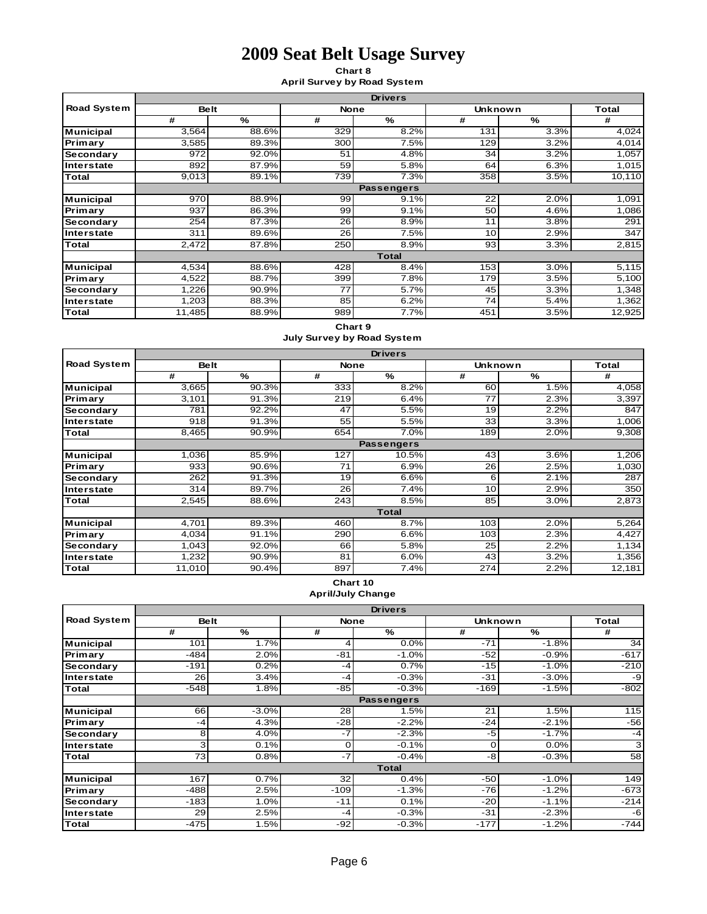# 2009 Seat Belt Usage Survey

**Chart 8**
**April Survey by Road System**

| Road System | Belt | | None | | Unknown | | Total |
|---|---|---|---|---|---|---|---|
| | # | % | # | % | # | % | # |
| **Drivers** | | | | | | | |
| Municipal | 3,564 | 88.6% | 329 | 8.2% | 131 | 3.3% | 4,024 |
| Primary | 3,585 | 89.3% | 300 | 7.5% | 129 | 3.2% | 4,014 |
| Secondary | 972 | 92.0% | 51 | 4.8% | 34 | 3.2% | 1,057 |
| Interstate | 892 | 87.9% | 59 | 5.8% | 64 | 6.3% | 1,015 |
| Total | 9,013 | 89.1% | 739 | 7.3% | 358 | 3.5% | 10,110 |
| **Passengers** | | | | | | | |
| Municipal | 970 | 88.9% | 99 | 9.1% | 22 | 2.0% | 1,091 |
| Primary | 937 | 86.3% | 99 | 9.1% | 50 | 4.6% | 1,086 |
| Secondary | 254 | 87.3% | 26 | 8.9% | 11 | 3.8% | 291 |
| Interstate | 311 | 89.6% | 26 | 7.5% | 10 | 2.9% | 347 |
| Total | 2,472 | 87.8% | 250 | 8.9% | 93 | 3.3% | 2,815 |
| **Total** | | | | | | | |
| Municipal | 4,534 | 88.6% | 428 | 8.4% | 153 | 3.0% | 5,115 |
| Primary | 4,522 | 88.7% | 399 | 7.8% | 179 | 3.5% | 5,100 |
| Secondary | 1,226 | 90.9% | 77 | 5.7% | 45 | 3.3% | 1,348 |
| Interstate | 1,203 | 88.3% | 85 | 6.2% | 74 | 5.4% | 1,362 |
| Total | 11,485 | 88.9% | 989 | 7.7% | 451 | 3.5% | 12,925 |

**Chart 9**
**July Survey by Road System**

| Road System | Belt | | None | | Unknown | | Total |
|---|---|---|---|---|---|---|---|
| | # | % | # | % | # | % | # |
| **Drivers** | | | | | | | |
| Municipal | 3,665 | 90.3% | 333 | 8.2% | 60 | 1.5% | 4,058 |
| Primary | 3,101 | 91.3% | 219 | 6.4% | 77 | 2.3% | 3,397 |
| Secondary | 781 | 92.2% | 47 | 5.5% | 19 | 2.2% | 847 |
| Interstate | 918 | 91.3% | 55 | 5.5% | 33 | 3.3% | 1,006 |
| Total | 8,465 | 90.9% | 654 | 7.0% | 189 | 2.0% | 9,308 |
| **Passengers** | | | | | | | |
| Municipal | 1,036 | 85.9% | 127 | 10.5% | 43 | 3.6% | 1,206 |
| Primary | 933 | 90.6% | 71 | 6.9% | 26 | 2.5% | 1,030 |
| Secondary | 262 | 91.3% | 19 | 6.6% | 6 | 2.1% | 287 |
| Interstate | 314 | 89.7% | 26 | 7.4% | 10 | 2.9% | 350 |
| Total | 2,545 | 88.6% | 243 | 8.5% | 85 | 3.0% | 2,873 |
| **Total** | | | | | | | |
| Municipal | 4,701 | 89.3% | 460 | 8.7% | 103 | 2.0% | 5,264 |
| Primary | 4,034 | 91.1% | 290 | 6.6% | 103 | 2.3% | 4,427 |
| Secondary | 1,043 | 92.0% | 66 | 5.8% | 25 | 2.2% | 1,134 |
| Interstate | 1,232 | 90.9% | 81 | 6.0% | 43 | 3.2% | 1,356 |
| Total | 11,010 | 90.4% | 897 | 7.4% | 274 | 2.2% | 12,181 |

**Chart 10**
**April/July Change**

| Road System | Belt | | None | | Unknown | | Total |
|---|---|---|---|---|---|---|---|
| | # | % | # | % | # | % | # |
| **Drivers** | | | | | | | |
| Municipal | 101 | 1.7% | 4 | 0.0% | -71 | -1.8% | 34 |
| Primary | -484 | 2.0% | -81 | -1.0% | -52 | -0.9% | -617 |
| Secondary | -191 | 0.2% | -4 | 0.7% | -15 | -1.0% | -210 |
| Interstate | 26 | 3.4% | -4 | -0.3% | -31 | -3.0% | -9 |
| Total | -548 | 1.8% | -85 | -0.3% | -169 | -1.5% | -802 |
| **Passengers** | | | | | | | |
| Municipal | 66 | -3.0% | 28 | 1.5% | 21 | 1.5% | 115 |
| Primary | -4 | 4.3% | -28 | -2.2% | -24 | -2.1% | -56 |
| Secondary | 8 | 4.0% | -7 | -2.3% | -5 | -1.7% | -4 |
| Interstate | 3 | 0.1% | 0 | -0.1% | 0 | 0.0% | 3 |
| Total | 73 | 0.8% | -7 | -0.4% | -8 | -0.3% | 58 |
| **Total** | | | | | | | |
| Municipal | 167 | 0.7% | 32 | 0.4% | -50 | -1.0% | 149 |
| Primary | -488 | 2.5% | -109 | -1.3% | -76 | -1.2% | -673 |
| Secondary | -183 | 1.0% | -11 | 0.1% | -20 | -1.1% | -214 |
| Interstate | 29 | 2.5% | -4 | -0.3% | -31 | -2.3% | -6 |
| Total | -475 | 1.5% | -92 | -0.3% | -177 | -1.2% | -744 |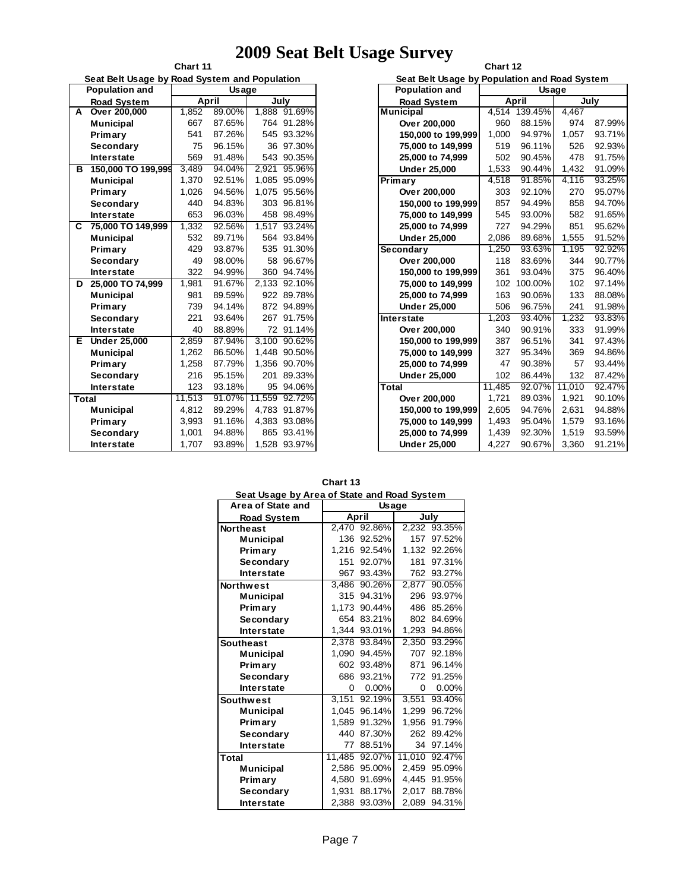# 2009 Seat Belt Usage Survey

**Chart 11**

**Seat Belt Usage by Road System and Population**

| | Population and Road System | Usage | | | |
|---|---|---|---|---|---|
| | | April | | July | |
| A | Over 200,000 | 1,852 | 89.00% | 1,888 | 91.69% |
| | Municipal | 667 | 87.65% | 764 | 91.28% |
| | Primary | 541 | 87.26% | 545 | 93.32% |
| | Secondary | 75 | 96.15% | 36 | 97.30% |
| | Interstate | 569 | 91.48% | 543 | 90.35% |
| B | 150,000 TO 199,999 | 3,489 | 94.04% | 2,921 | 95.96% |
| | Municipal | 1,370 | 92.51% | 1,085 | 95.09% |
| | Primary | 1,026 | 94.56% | 1,075 | 95.56% |
| | Secondary | 440 | 94.83% | 303 | 96.81% |
| | Interstate | 653 | 96.03% | 458 | 98.49% |
| C | 75,000 TO 149,999 | 1,332 | 92.56% | 1,517 | 93.24% |
| | Municipal | 532 | 89.71% | 564 | 93.84% |
| | Primary | 429 | 93.87% | 535 | 91.30% |
| | Secondary | 49 | 98.00% | 58 | 96.67% |
| | Interstate | 322 | 94.99% | 360 | 94.74% |
| D | 25,000 TO 74,999 | 1,981 | 91.67% | 2,133 | 92.10% |
| | Municipal | 981 | 89.59% | 922 | 89.78% |
| | Primary | 739 | 94.14% | 872 | 94.89% |
| | Secondary | 221 | 95.15% | 267 | 91.75% |
| | Interstate | 40 | 88.89% | 72 | 91.14% |
| E | Under 25,000 | 2,859 | 87.94% | 3,100 | 90.62% |
| | Municipal | 1,262 | 86.50% | 1,448 | 90.50% |
| | Primary | 1,258 | 87.79% | 1,356 | 90.70% |
| | Secondary | 216 | 95.15% | 201 | 89.33% |
| | Interstate | 123 | 93.18% | 95 | 94.06% |
| Total | | 11,513 | 91.07% | 11,559 | 92.72% |
| | Municipal | 4,812 | 89.29% | 4,783 | 91.87% |
| | Primary | 3,993 | 91.16% | 4,383 | 93.08% |
| | Secondary | 1,001 | 94.88% | 865 | 93.41% |
| | Interstate | 1,707 | 93.89% | 1,528 | 93.97% |

**Chart 12**

**Seat Belt Usage by Population and Road System**

| Population and Road System | Usage | | | |
|---|---|---|---|---|
| | April | | July | |
| **Municipal** | 4,514 | 139.45% | 4,467 | |
| Over 200,000 | 960 | 88.15% | 974 | 87.99% |
| 150,000 to 199,999 | 1,000 | 94.97% | 1,057 | 93.71% |
| 75,000 to 149,999 | 519 | 96.11% | 526 | 92.93% |
| 25,000 to 74,999 | 502 | 90.45% | 478 | 91.75% |
| Under 25,000 | 1,533 | 90.44% | 1,432 | 91.09% |
| **Primary** | 4,518 | 91.85% | 4,116 | 93.25% |
| Over 200,000 | 303 | 92.10% | 270 | 95.07% |
| 150,000 to 199,999 | 857 | 94.49% | 858 | 94.70% |
| 75,000 to 149,999 | 545 | 93.00% | 582 | 91.65% |
| 25,000 to 74,999 | 727 | 94.29% | 851 | 95.62% |
| Under 25,000 | 2,086 | 89.68% | 1,555 | 91.52% |
| **Secondary** | 1,250 | 93.63% | 1,195 | 92.92% |
| Over 200,000 | 118 | 83.69% | 344 | 90.77% |
| 150,000 to 199,999 | 361 | 93.04% | 375 | 96.40% |
| 75,000 to 149,999 | 102 | 100.00% | 102 | 97.14% |
| 25,000 to 74,999 | 163 | 90.06% | 133 | 88.08% |
| Under 25,000 | 506 | 96.75% | 241 | 91.98% |
| **Interstate** | 1,203 | 93.40% | 1,232 | 93.83% |
| Over 200,000 | 340 | 90.91% | 333 | 91.99% |
| 150,000 to 199,999 | 387 | 96.51% | 341 | 97.43% |
| 75,000 to 149,999 | 327 | 95.34% | 369 | 94.86% |
| 25,000 to 74,999 | 47 | 90.38% | 57 | 93.44% |
| Under 25,000 | 102 | 86.44% | 132 | 87.42% |
| **Total** | 11,485 | 92.07% | 11,010 | 92.47% |
| Over 200,000 | 1,721 | 89.03% | 1,921 | 90.10% |
| 150,000 to 199,999 | 2,605 | 94.76% | 2,631 | 94.88% |
| 75,000 to 149,999 | 1,493 | 95.04% | 1,579 | 93.16% |
| 25,000 to 74,999 | 1,439 | 92.30% | 1,519 | 93.59% |
| Under 25,000 | 4,227 | 90.67% | 3,360 | 91.21% |

**Chart 13**

**Seat Usage by Area of State and Road System**

| Area of State and Road System | Usage | | | |
|---|---|---|---|---|
| | April | | July | |
| **Northeast** | 2,470 | 92.86% | 2,232 | 93.35% |
| Municipal | 136 | 92.52% | 157 | 97.52% |
| Primary | 1,216 | 92.54% | 1,132 | 92.26% |
| Secondary | 151 | 92.07% | 181 | 97.31% |
| Interstate | 967 | 93.43% | 762 | 93.27% |
| **Northwest** | 3,486 | 90.26% | 2,877 | 90.05% |
| Municipal | 315 | 94.31% | 296 | 93.97% |
| Primary | 1,173 | 90.44% | 486 | 85.26% |
| Secondary | 654 | 83.21% | 802 | 84.69% |
| Interstate | 1,344 | 93.01% | 1,293 | 94.86% |
| **Southeast** | 2,378 | 93.84% | 2,350 | 93.29% |
| Municipal | 1,090 | 94.45% | 707 | 92.18% |
| Primary | 602 | 93.48% | 871 | 96.14% |
| Secondary | 686 | 93.21% | 772 | 91.25% |
| Interstate | 0 | 0.00% | 0 | 0.00% |
| **Southwest** | 3,151 | 92.19% | 3,551 | 93.40% |
| Municipal | 1,045 | 96.14% | 1,299 | 96.72% |
| Primary | 1,589 | 91.32% | 1,956 | 91.79% |
| Secondary | 440 | 87.30% | 262 | 89.42% |
| Interstate | 77 | 88.51% | 34 | 97.14% |
| **Total** | 11,485 | 92.07% | 11,010 | 92.47% |
| Municipal | 2,586 | 95.00% | 2,459 | 95.09% |
| Primary | 4,580 | 91.69% | 4,445 | 91.95% |
| Secondary | 1,931 | 88.17% | 2,017 | 88.78% |
| Interstate | 2,388 | 93.03% | 2,089 | 94.31% |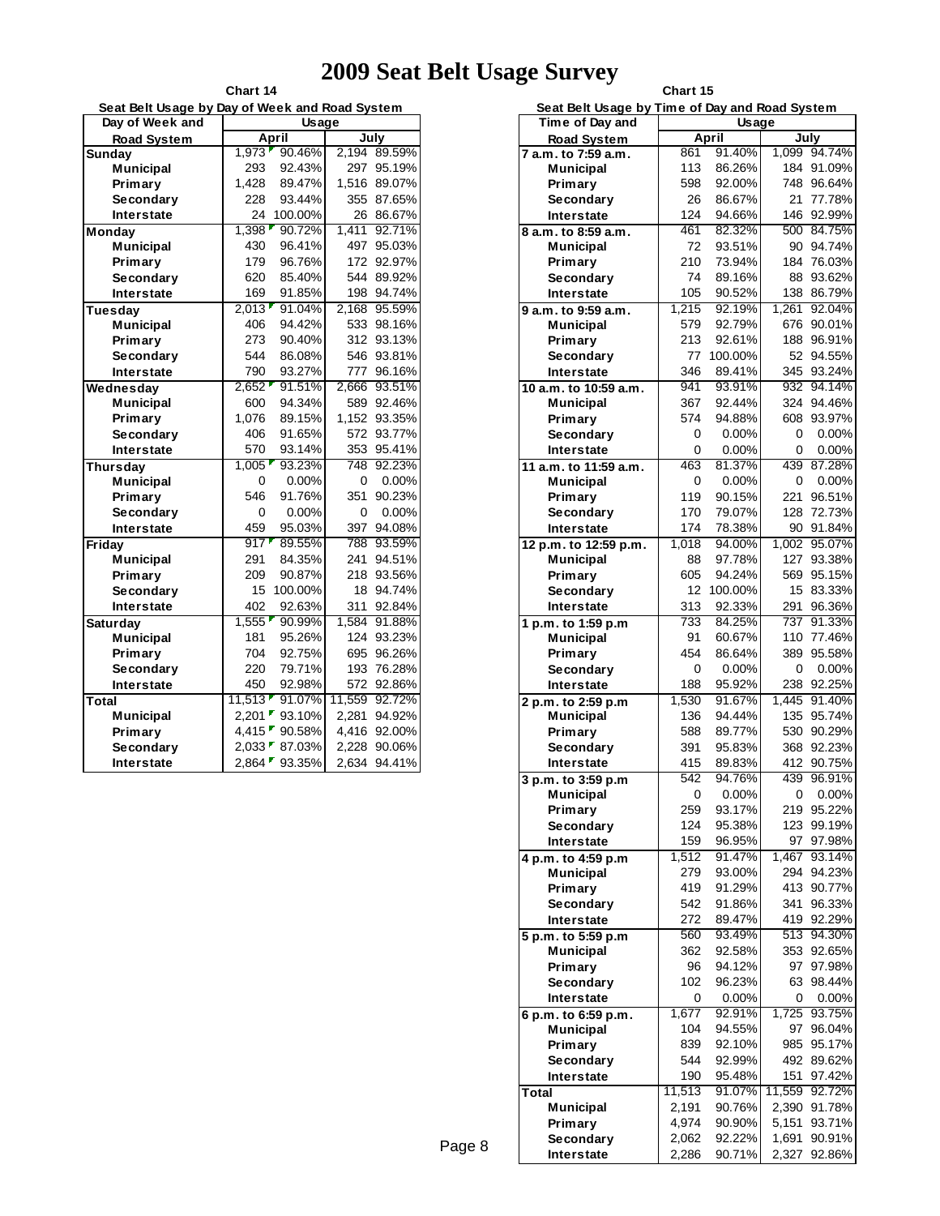# 2009 Seat Belt Usage Survey

**Chart 14**

**Seat Belt Usage by Day of Week and Road System**

| Day of Week and Road System | Usage | | | |
|---|---|---|---|---|
| | April | | July | |
| **Sunday** | 1,973 | 90.46% | 2,194 | 89.59% |
| Municipal | 293 | 92.43% | 297 | 95.19% |
| Primary | 1,428 | 89.47% | 1,516 | 89.07% |
| Secondary | 228 | 93.44% | 355 | 87.65% |
| Interstate | 24 | 100.00% | 26 | 86.67% |
| **Monday** | 1,398 | 90.72% | 1,411 | 92.71% |
| Municipal | 430 | 96.41% | 497 | 95.03% |
| Primary | 179 | 96.76% | 172 | 92.97% |
| Secondary | 620 | 85.40% | 544 | 89.92% |
| Interstate | 169 | 91.85% | 198 | 94.74% |
| **Tuesday** | 2,013 | 91.04% | 2,168 | 95.59% |
| Municipal | 406 | 94.42% | 533 | 98.16% |
| Primary | 273 | 90.40% | 312 | 93.13% |
| Secondary | 544 | 86.08% | 546 | 93.81% |
| Interstate | 790 | 93.27% | 777 | 96.16% |
| **Wednesday** | 2,652 | 91.51% | 2,666 | 93.51% |
| Municipal | 600 | 94.34% | 589 | 92.46% |
| Primary | 1,076 | 89.15% | 1,152 | 93.35% |
| Secondary | 406 | 91.65% | 572 | 93.77% |
| Interstate | 570 | 93.14% | 353 | 95.41% |
| **Thursday** | 1,005 | 93.23% | 748 | 92.23% |
| Municipal | 0 | 0.00% | 0 | 0.00% |
| Primary | 546 | 91.76% | 351 | 90.23% |
| Secondary | 0 | 0.00% | 0 | 0.00% |
| Interstate | 459 | 95.03% | 397 | 94.08% |
| **Friday** | 917 | 89.55% | 788 | 93.59% |
| Municipal | 291 | 84.35% | 241 | 94.51% |
| Primary | 209 | 90.87% | 218 | 93.56% |
| Secondary | 15 | 100.00% | 18 | 94.74% |
| Interstate | 402 | 92.63% | 311 | 92.84% |
| **Saturday** | 1,555 | 90.99% | 1,584 | 91.88% |
| Municipal | 181 | 95.26% | 124 | 93.23% |
| Primary | 704 | 92.75% | 695 | 96.26% |
| Secondary | 220 | 79.71% | 193 | 76.28% |
| Interstate | 450 | 92.98% | 572 | 92.86% |
| **Total** | 11,513 | 91.07% | 11,559 | 92.72% |
| Municipal | 2,201 | 93.10% | 2,281 | 94.92% |
| Primary | 4,415 | 90.58% | 4,416 | 92.00% |
| Secondary | 2,033 | 87.03% | 2,228 | 90.06% |
| Interstate | 2,864 | 93.35% | 2,634 | 94.41% |

**Chart 15**

**Seat Belt Usage by Time of Day and Road System**

| Time of Day and Road System | Usage | | | |
|---|---|---|---|---|
| | April | | July | |
| **7 a.m. to 7:59 a.m.** | 861 | 91.40% | 1,099 | 94.74% |
| Municipal | 113 | 86.26% | 184 | 91.09% |
| Primary | 598 | 92.00% | 748 | 96.64% |
| Secondary | 26 | 86.67% | 21 | 77.78% |
| Interstate | 124 | 94.66% | 146 | 92.99% |
| **8 a.m. to 8:59 a.m.** | 461 | 82.32% | 500 | 84.75% |
| Municipal | 72 | 93.51% | 90 | 94.74% |
| Primary | 210 | 73.94% | 184 | 76.03% |
| Secondary | 74 | 89.16% | 88 | 93.62% |
| Interstate | 105 | 90.52% | 138 | 86.79% |
| **9 a.m. to 9:59 a.m.** | 1,215 | 92.19% | 1,261 | 92.04% |
| Municipal | 579 | 92.79% | 676 | 90.01% |
| Primary | 213 | 92.61% | 188 | 96.91% |
| Secondary | 77 | 100.00% | 52 | 94.55% |
| Interstate | 346 | 89.41% | 345 | 93.24% |
| **10 a.m. to 10:59 a.m.** | 941 | 93.91% | 932 | 94.14% |
| Municipal | 367 | 92.44% | 324 | 94.46% |
| Primary | 574 | 94.88% | 608 | 93.97% |
| Secondary | 0 | 0.00% | 0 | 0.00% |
| Interstate | 0 | 0.00% | 0 | 0.00% |
| **11 a.m. to 11:59 a.m.** | 463 | 81.37% | 439 | 87.28% |
| Municipal | 0 | 0.00% | 0 | 0.00% |
| Primary | 119 | 90.15% | 221 | 96.51% |
| Secondary | 170 | 79.07% | 128 | 72.73% |
| Interstate | 174 | 78.38% | 90 | 91.84% |
| **12 p.m. to 12:59 p.m.** | 1,018 | 94.00% | 1,002 | 95.07% |
| Municipal | 88 | 97.78% | 127 | 93.38% |
| Primary | 605 | 94.24% | 569 | 95.15% |
| Secondary | 12 | 100.00% | 15 | 83.33% |
| Interstate | 313 | 92.33% | 291 | 96.36% |
| **1 p.m. to 1:59 p.m** | 733 | 84.25% | 737 | 91.33% |
| Municipal | 91 | 60.67% | 110 | 77.46% |
| Primary | 454 | 86.64% | 389 | 95.58% |
| Secondary | 0 | 0.00% | 0 | 0.00% |
| Interstate | 188 | 95.92% | 238 | 92.25% |
| **2 p.m. to 2:59 p.m** | 1,530 | 91.67% | 1,445 | 91.40% |
| Municipal | 136 | 94.44% | 135 | 95.74% |
| Primary | 588 | 89.77% | 530 | 90.29% |
| Secondary | 391 | 95.83% | 368 | 92.23% |
| Interstate | 415 | 89.83% | 412 | 90.75% |
| **3 p.m. to 3:59 p.m** | 542 | 94.76% | 439 | 96.91% |
| Municipal | 0 | 0.00% | 0 | 0.00% |
| Primary | 259 | 93.17% | 219 | 95.22% |
| Secondary | 124 | 95.38% | 123 | 99.19% |
| Interstate | 159 | 96.95% | 97 | 97.98% |
| **4 p.m. to 4:59 p.m** | 1,512 | 91.47% | 1,467 | 93.14% |
| Municipal | 279 | 93.00% | 294 | 94.23% |
| Primary | 419 | 91.29% | 413 | 90.77% |
| Secondary | 542 | 91.86% | 341 | 96.33% |
| Interstate | 272 | 89.47% | 419 | 92.29% |
| **5 p.m. to 5:59 p.m** | 560 | 93.49% | 513 | 94.30% |
| Municipal | 362 | 92.58% | 353 | 92.65% |
| Primary | 96 | 94.12% | 97 | 97.98% |
| Secondary | 102 | 96.23% | 63 | 98.44% |
| Interstate | 0 | 0.00% | 0 | 0.00% |
| **6 p.m. to 6:59 p.m.** | 1,677 | 92.91% | 1,725 | 93.75% |
| Municipal | 104 | 94.55% | 97 | 96.04% |
| Primary | 839 | 92.10% | 985 | 95.17% |
| Secondary | 544 | 92.99% | 492 | 89.62% |
| Interstate | 190 | 95.48% | 151 | 97.42% |
| **Total** | 11,513 | 91.07% | 11,559 | 92.72% |
| Municipal | 2,191 | 90.76% | 2,390 | 91.78% |
| Primary | 4,974 | 90.90% | 5,151 | 93.71% |
| Secondary | 2,062 | 92.22% | 1,691 | 90.91% |
| Interstate | 2,286 | 90.71% | 2,327 | 92.86% |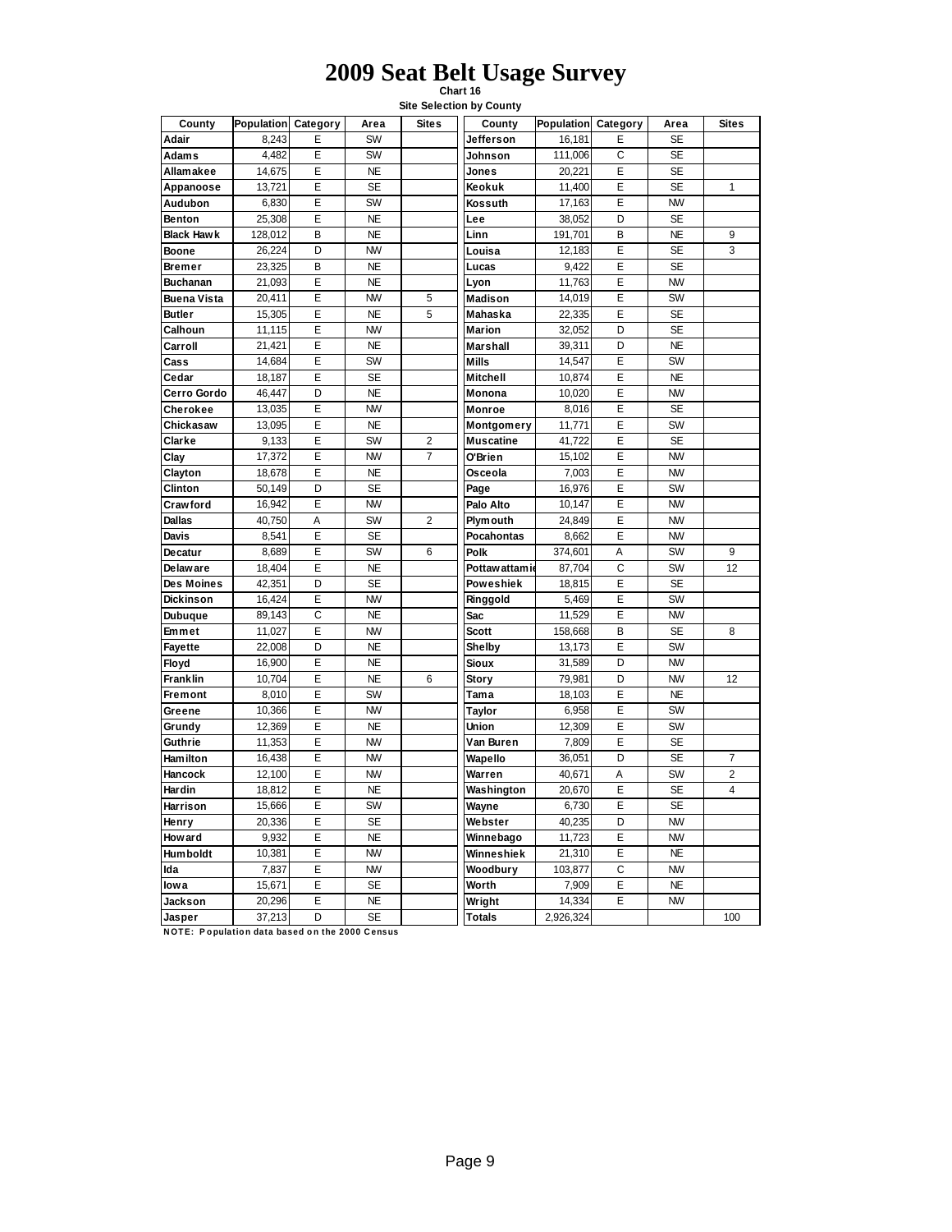# 2009 Seat Belt Usage Survey

**Chart 16**

**Site Selection by County**

| County | Population | Category | Area | Sites | County | Population | Category | Area | Sites |
|---|---|---|---|---|---|---|---|---|---|
| Adair | 8,243 | E | SW | | Jefferson | 16,181 | E | SE | |
| Adams | 4,482 | E | SW | | Johnson | 111,006 | C | SE | |
| Allamakee | 14,675 | E | NE | | Jones | 20,221 | E | SE | |
| Appanoose | 13,721 | E | SE | | Keokuk | 11,400 | E | SE | 1 |
| Audubon | 6,830 | E | SW | | Kossuth | 17,163 | E | NW | |
| Benton | 25,308 | E | NE | | Lee | 38,052 | D | SE | |
| Black Hawk | 128,012 | B | NE | | Linn | 191,701 | B | NE | 9 |
| Boone | 26,224 | D | NW | | Louisa | 12,183 | E | SE | 3 |
| Bremer | 23,325 | B | NE | | Lucas | 9,422 | E | SE | |
| Buchanan | 21,093 | E | NE | | Lyon | 11,763 | E | NW | |
| Buena Vista | 20,411 | E | NW | 5 | Madison | 14,019 | E | SW | |
| Butler | 15,305 | E | NE | 5 | Mahaska | 22,335 | E | SE | |
| Calhoun | 11,115 | E | NW | | Marion | 32,052 | D | SE | |
| Carroll | 21,421 | E | NE | | Marshall | 39,311 | D | NE | |
| Cass | 14,684 | E | SW | | Mills | 14,547 | E | SW | |
| Cedar | 18,187 | E | SE | | Mitchell | 10,874 | E | NE | |
| Cerro Gordo | 46,447 | D | NE | | Monona | 10,020 | E | NW | |
| Cherokee | 13,035 | E | NW | | Monroe | 8,016 | E | SE | |
| Chickasaw | 13,095 | E | NE | | Montgomery | 11,771 | E | SW | |
| Clarke | 9,133 | E | SW | 2 | Muscatine | 41,722 | E | SE | |
| Clay | 17,372 | E | NW | 7 | O'Brien | 15,102 | E | NW | |
| Clayton | 18,678 | E | NE | | Osceola | 7,003 | E | NW | |
| Clinton | 50,149 | D | SE | | Page | 16,976 | E | SW | |
| Crawford | 16,942 | E | NW | | Palo Alto | 10,147 | E | NW | |
| Dallas | 40,750 | A | SW | 2 | Plymouth | 24,849 | E | NW | |
| Davis | 8,541 | E | SE | | Pocahontas | 8,662 | E | NW | |
| Decatur | 8,689 | E | SW | 6 | Polk | 374,601 | A | SW | 9 |
| Delaware | 18,404 | E | NE | | Pottawattamie | 87,704 | C | SW | 12 |
| Des Moines | 42,351 | D | SE | | Poweshiek | 18,815 | E | SE | |
| Dickinson | 16,424 | E | NW | | Ringgold | 5,469 | E | SW | |
| Dubuque | 89,143 | C | NE | | Sac | 11,529 | E | NW | |
| Emmet | 11,027 | E | NW | | Scott | 158,668 | B | SE | 8 |
| Fayette | 22,008 | D | NE | | Shelby | 13,173 | E | SW | |
| Floyd | 16,900 | E | NE | | Sioux | 31,589 | D | NW | |
| Franklin | 10,704 | E | NE | 6 | Story | 79,981 | D | NW | 12 |
| Fremont | 8,010 | E | SW | | Tama | 18,103 | E | NE | |
| Greene | 10,366 | E | NW | | Taylor | 6,958 | E | SW | |
| Grundy | 12,369 | E | NE | | Union | 12,309 | E | SW | |
| Guthrie | 11,353 | E | NW | | Van Buren | 7,809 | E | SE | |
| Hamilton | 16,438 | E | NW | | Wapello | 36,051 | D | SE | 7 |
| Hancock | 12,100 | E | NW | | Warren | 40,671 | A | SW | 2 |
| Hardin | 18,812 | E | NE | | Washington | 20,670 | E | SE | 4 |
| Harrison | 15,666 | E | SW | | Wayne | 6,730 | E | SE | |
| Henry | 20,336 | E | SE | | Webster | 40,235 | D | NW | |
| Howard | 9,932 | E | NE | | Winnebago | 11,723 | E | NW | |
| Humboldt | 10,381 | E | NW | | Winneshiek | 21,310 | E | NE | |
| Ida | 7,837 | E | NW | | Woodbury | 103,877 | C | NW | |
| Iowa | 15,671 | E | SE | | Worth | 7,909 | E | NE | |
| Jackson | 20,296 | E | NE | | Wright | 14,334 | E | NW | |
| Jasper | 37,213 | D | SE | | Totals | 2,926,324 | | | 100 |

**NOTE: Population data based on the 2000 Census**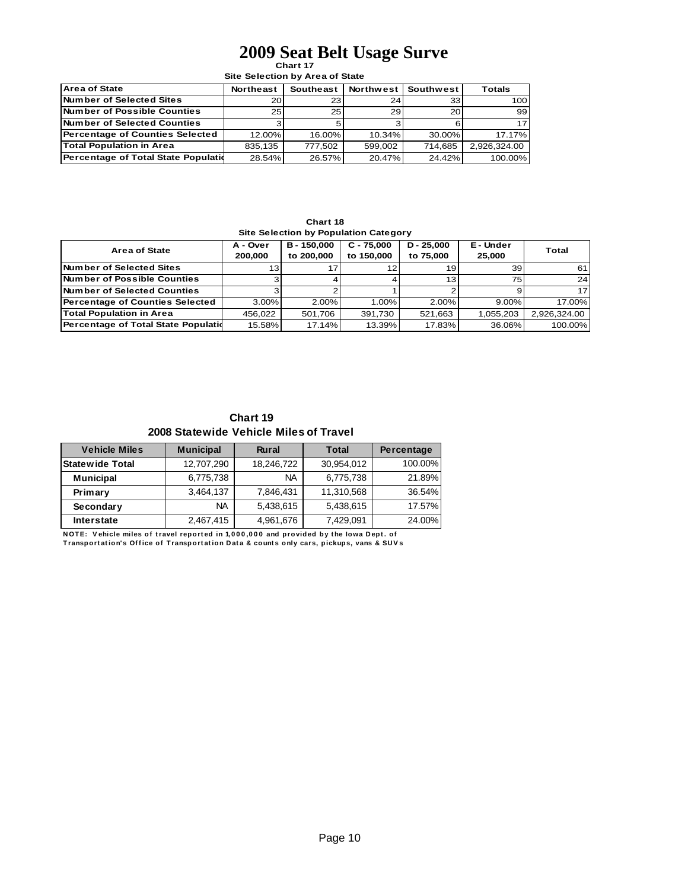# 2009 Seat Belt Usage Surve

**Chart 17**

**Site Selection by Area of State**

| Area of State | Northeast | Southeast | Northwest | Southwest | Totals |
|---|---|---|---|---|---|
| Number of Selected Sites | 20 | 23 | 24 | 33 | 100 |
| Number of Possible Counties | 25 | 25 | 29 | 20 | 99 |
| Number of Selected Counties | 3 | 5 | 3 | 6 | 17 |
| Percentage of Counties Selected | 12.00% | 16.00% | 10.34% | 30.00% | 17.17% |
| Total Population in Area | 835,135 | 777,502 | 599,002 | 714,685 | 2,926,324.00 |
| Percentage of Total State Populatio | 28.54% | 26.57% | 20.47% | 24.42% | 100.00% |

**Chart 18**

**Site Selection by Population Category**

| Area of State | A - Over 200,000 | B - 150,000 to 200,000 | C - 75,000 to 150,000 | D - 25,000 to 75,000 | E - Under 25,000 | Total |
|---|---|---|---|---|---|---|
| Number of Selected Sites | 13 | 17 | 12 | 19 | 39 | 61 |
| Number of Possible Counties | 3 | 4 | 4 | 13 | 75 | 24 |
| Number of Selected Counties | 3 | 2 | 1 | 2 | 9 | 17 |
| Percentage of Counties Selected | 3.00% | 2.00% | 1.00% | 2.00% | 9.00% | 17.00% |
| Total Population in Area | 456,022 | 501,706 | 391,730 | 521,663 | 1,055,203 | 2,926,324.00 |
| Percentage of Total State Populatio | 15.58% | 17.14% | 13.39% | 17.83% | 36.06% | 100.00% |

**Chart 19**

**2008 Statewide Vehicle Miles of Travel**

| Vehicle Miles | Municipal | Rural | Total | Percentage |
|---|---|---|---|---|
| Statewide Total | 12,707,290 | 18,246,722 | 30,954,012 | 100.00% |
| Municipal | 6,775,738 | NA | 6,775,738 | 21.89% |
| Primary | 3,464,137 | 7,846,431 | 11,310,568 | 36.54% |
| Secondary | NA | 5,438,615 | 5,438,615 | 17.57% |
| Interstate | 2,467,415 | 4,961,676 | 7,429,091 | 24.00% |

NOTE: Vehicle miles of travel reported in 1,000,000 and provided by the Iowa Dept. of Transportation's Office of Transportation Data & counts only cars, pickups, vans & SUVs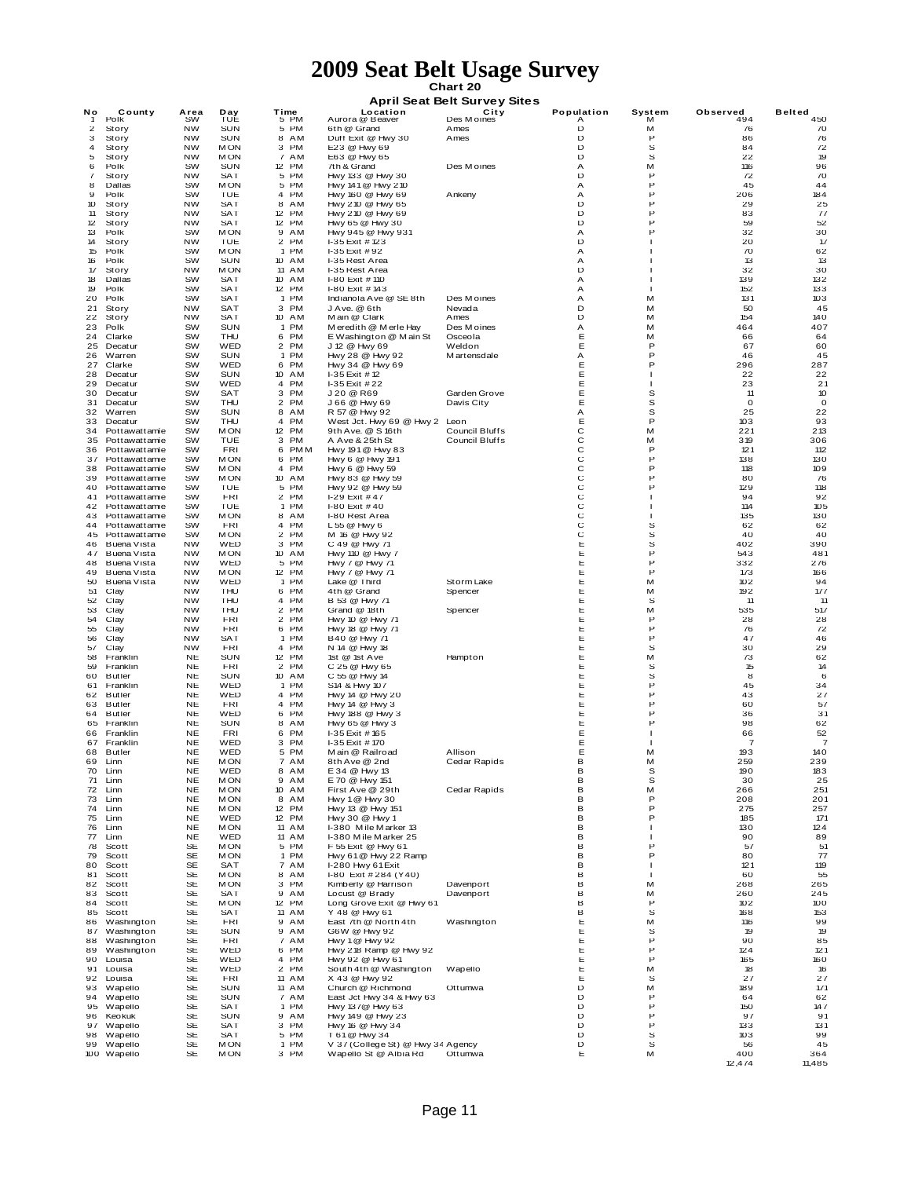# 2009 Seat Belt Usage Survey

**Chart 20**

**April Seat Belt Survey Sites**

| No | County | Area | Day | Time | Location | City | Population | System | Observed | Belted |
|---|---|---|---|---|---|---|---|---|---|---|
| 1 | Polk | SW | TUE | 5 PM | Aurora @ Beaver | Des Moines | A | M | 494 | 450 |
| 2 | Story | NW | SUN | 5 PM | 6th @ Grand | Ames | D | M | 76 | 70 |
| 3 | Story | NW | SUN | 8 AM | Duff Exit @ Hwy 30 | Ames | D | P | 86 | 76 |
| 4 | Story | NW | MON | 3 PM | E23 @ Hwy 69 | | D | S | 84 | 72 |
| 5 | Story | NW | MON | 7 AM | E63 @ Hwy 65 | | D | S | 22 | 19 |
| 6 | Polk | SW | SUN | 12 PM | 7th & Grand | Des Moines | A | M | 116 | 96 |
| 7 | Story | NW | SAT | 5 PM | Hwy 133 @ Hwy 30 | | D | P | 72 | 70 |
| 8 | Dallas | SW | MON | 5 PM | Hwy 141 @ Hwy 210 | | A | P | 45 | 44 |
| 9 | Polk | SW | TUE | 4 PM | Hwy 160 @ Hwy 69 | Ankeny | A | P | 206 | 184 |
| 10 | Story | NW | SAT | 8 AM | Hwy 210 @ Hwy 65 | | D | P | 29 | 25 |
| 11 | Story | NW | SAT | 12 PM | Hwy 210 @ Hwy 69 | | D | P | 83 | 77 |
| 12 | Story | NW | SAT | 12 PM | Hwy 65 @ Hwy 30 | | D | P | 59 | 52 |
| 13 | Polk | SW | MON | 9 AM | Hwy 945 @ Hwy 931 | | A | P | 32 | 30 |
| 14 | Story | NW | TUE | 2 PM | I-35 Exit # 123 | | D | I | 20 | 17 |
| 15 | Polk | SW | MON | 1 PM | I-35 Exit # 92 | | A | I | 70 | 62 |
| 16 | Polk | SW | SUN | 10 AM | I-35 Rest Area | | A | I | 13 | 13 |
| 17 | Story | NW | MON | 11 AM | I-35 Rest Area | | D | I | 32 | 30 |
| 18 | Dallas | SW | SAT | 10 AM | I-80 Exit # 110 | | A | I | 139 | 132 |
| 19 | Polk | SW | SAT | 12 PM | I-80 Exit # 143 | | A | I | 152 | 133 |
| 20 | Polk | SW | SAT | 1 PM | Indianola Ave @ SE 8th | Des Moines | A | M | 131 | 103 |
| 21 | Story | NW | SAT | 3 PM | J Ave. @ 6th | Nevada | D | M | 50 | 45 |
| 22 | Story | NW | SAT | 10 AM | Main @ Clark | Ames | D | M | 154 | 140 |
| 23 | Polk | SW | SUN | 1 PM | Meredith @ Merle Hay | Des Moines | A | M | 464 | 407 |
| 24 | Clarke | SW | THU | 6 PM | E Washington @ Main St | Osceola | E | M | 66 | 64 |
| 25 | Decatur | SW | WED | 2 PM | J 12 @ Hwy 69 | Weldon | E | P | 67 | 60 |
| 26 | Warren | SW | SUN | 1 PM | Hwy 28 @ Hwy 92 | Martensdale | A | P | 46 | 45 |
| 27 | Clarke | SW | WED | 6 PM | Hwy 34 @ Hwy 69 | | E | P | 296 | 287 |
| 28 | Decatur | SW | SUN | 10 AM | I-35 Exit # 12 | | E | I | 22 | 22 |
| 29 | Decatur | SW | WED | 4 PM | I-35 Exit # 22 | | E | I | 23 | 21 |
| 30 | Decatur | SW | SAT | 3 PM | J 20 @ R69 | Garden Grove | E | S | 11 | 10 |
| 31 | Decatur | SW | THU | 2 PM | J 66 @ Hwy 69 | Davis City | E | S | 0 | 0 |
| 32 | Warren | SW | SUN | 8 AM | R 57 @ Hwy 92 | | A | S | 25 | 22 |
| 33 | Decatur | SW | THU | 4 PM | West Jct. Hwy 69 @ Hwy 2 | Leon | E | P | 103 | 93 |
| 34 | Pottawattamie | SW | MON | 12 PM | 9th Ave. @ S 16th | Council Bluffs | C | M | 221 | 213 |
| 35 | Pottawattamie | SW | TUE | 3 PM | A Ave. & 25th St | Council Bluffs | C | M | 319 | 306 |
| 36 | Pottawattamie | SW | FRI | 6 PMM | Hwy 191 @ Hwy 83 | | C | P | 121 | 112 |
| 37 | Pottawattamie | SW | MON | 6 PM | Hwy 6 @ Hwy 191 | | C | P | 138 | 130 |
| 38 | Pottawattamie | SW | MON | 4 PM | Hwy 6 @ Hwy 59 | | C | P | 118 | 109 |
| 39 | Pottawattamie | SW | MON | 10 AM | Hwy 83 @ Hwy 59 | | C | P | 80 | 76 |
| 40 | Pottawattamie | SW | TUE | 5 PM | Hwy 92 @ Hwy 59 | | C | P | 129 | 118 |
| 41 | Pottawattamie | SW | FRI | 2 PM | I-29 Exit # 47 | | C | I | 94 | 92 |
| 42 | Pottawattamie | SW | TUE | 1 PM | I-80 Exit # 40 | | C | I | 114 | 105 |
| 43 | Pottawattamie | SW | MON | 8 AM | I-80 Rest Area | | C | I | 135 | 130 |
| 44 | Pottawattamie | SW | FRI | 4 PM | L 55 @ Hwy 6 | | C | S | 62 | 62 |
| 45 | Pottawattamie | SW | MON | 2 PM | M 16 @ Hwy 92 | | C | S | 40 | 40 |
| 46 | Buena Vista | NW | WED | 3 PM | C 49 @ Hwy 71 | | E | S | 402 | 390 |
| 47 | Buena Vista | NW | MON | 10 AM | Hwy 110 @ Hwy 7 | | E | P | 543 | 481 |
| 48 | Buena Vista | NW | WED | 5 PM | Hwy 7 @ Hwy 71 | | E | P | 332 | 276 |
| 49 | Buena Vista | NW | MON | 12 PM | Hwy 7 @ Hwy 71 | | E | P | 173 | 166 |
| 50 | Buena Vista | NW | WED | 1 PM | Lake @ Third | Storm Lake | E | M | 102 | 94 |
| 51 | Clay | NW | THU | 6 PM | 4th @ Grand | Spencer | E | M | 192 | 177 |
| 52 | Clay | NW | THU | 4 PM | B 53 @ Hwy 71 | | E | S | 11 | 11 |
| 53 | Clay | NW | THU | 2 PM | Grand @ 18th | Spencer | E | M | 535 | 517 |
| 54 | Clay | NW | FRI | 2 PM | Hwy 10 @ Hwy 71 | | E | P | 28 | 28 |
| 55 | Clay | NW | FRI | 6 PM | Hwy 18 @ Hwy 71 | | E | P | 76 | 72 |
| 56 | Clay | NW | SAT | 1 PM | B40 @ Hwy 71 | | E | P | 47 | 46 |
| 57 | Clay | NW | FRI | 4 PM | N 14 @ Hwy 18 | | E | S | 30 | 29 |
| 58 | Franklin | NE | SUN | 12 PM | 1st @ 1st Ave | Hampton | E | M | 73 | 62 |
| 59 | Franklin | NE | FRI | 2 PM | C 25 @ Hwy 65 | | E | S | 15 | 14 |
| 60 | Butler | NE | SUN | 10 AM | C 55 @ Hwy 14 | | E | S | 8 | 6 |
| 61 | Franklin | NE | WED | 1 PM | S14 & Hwy 107 | | E | P | 45 | 34 |
| 62 | Butler | NE | WED | 4 PM | Hwy 14 @ Hwy 20 | | E | P | 43 | 27 |
| 63 | Butler | NE | FRI | 4 PM | Hwy 14 @ Hwy 3 | | E | P | 60 | 57 |
| 64 | Butler | NE | WED | 6 PM | Hwy 188 @ Hwy 3 | | E | P | 36 | 31 |
| 65 | Franklin | NE | SUN | 8 AM | Hwy 65 @ Hwy 3 | | E | P | 98 | 62 |
| 66 | Franklin | NE | FRI | 6 PM | I-35 Exit # 165 | | E | I | 66 | 52 |
| 67 | Franklin | NE | WED | 3 PM | I-35 Exit # 170 | | E | I | 7 | 7 |
| 68 | Butler | NE | WED | 5 PM | Main @ Railroad | Allison | E | M | 193 | 140 |
| 69 | Linn | NE | MON | 7 AM | 8th Ave @ 2nd | Cedar Rapids | B | M | 259 | 239 |
| 70 | Linn | NE | WED | 8 AM | E 34 @ Hwy 13 | | B | S | 190 | 183 |
| 71 | Linn | NE | MON | 9 AM | E 70 @ Hwy 151 | | B | S | 30 | 25 |
| 72 | Linn | NE | MON | 10 AM | First Ave @ 29th | Cedar Rapids | B | M | 266 | 251 |
| 73 | Linn | NE | MON | 8 AM | Hwy 1 @ Hwy 30 | | B | P | 208 | 201 |
| 74 | Linn | NE | MON | 12 PM | Hwy 13 @ Hwy 151 | | B | P | 275 | 257 |
| 75 | Linn | NE | WED | 12 PM | Hwy 30 @ Hwy 1 | | B | P | 185 | 171 |
| 76 | Linn | NE | MON | 11 AM | I-380 Mile Marker 13 | | B | I | 130 | 124 |
| 77 | Linn | NE | WED | 11 AM | I-380 Mile Marker 25 | | B | I | 90 | 89 |
| 78 | Scott | SE | MON | 5 PM | F 55 Exit @ Hwy 61 | | B | P | 57 | 51 |
| 79 | Scott | SE | MON | 1 PM | Hwy 61 @ Hwy 22 Ramp | | B | P | 80 | 77 |
| 80 | Scott | SE | SAT | 7 AM | I-280 Hwy 61 Exit | | B | I | 121 | 119 |
| 81 | Scott | SE | MON | 8 AM | I-80 Exit # 284 (Y40) | | B | I | 60 | 55 |
| 82 | Scott | SE | MON | 3 PM | Kimberly @ Harrison | Davenport | B | M | 268 | 265 |
| 83 | Scott | SE | SAT | 9 AM | Locust @ Brady | Davenport | B | M | 260 | 245 |
| 84 | Scott | SE | MON | 12 PM | Long Grove Exit @ Hwy 61 | | B | P | 102 | 100 |
| 85 | Scott | SE | SAT | 11 AM | Y 48 @ Hwy 61 | | B | S | 168 | 153 |
| 86 | Washington | SE | FRI | 9 AM | East 7th @ North 4th | Washington | E | M | 116 | 99 |
| 87 | Washington | SE | SUN | 9 AM | G6W @ Hwy 92 | | E | S | 19 | 19 |
| 88 | Washington | SE | FRI | 7 AM | Hwy 1 @ Hwy 92 | | E | P | 90 | 85 |
| 89 | Washington | SE | WED | 6 PM | Hwy 218 Ramp @ Hwy 92 | | E | P | 124 | 121 |
| 90 | Louisa | SE | WED | 4 PM | Hwy 92 @ Hwy 61 | | E | P | 165 | 160 |
| 91 | Louisa | SE | WED | 2 PM | South 4th @ Washington | Wapello | E | M | 18 | 16 |
| 92 | Louisa | SE | FRI | 11 AM | X 43 @ Hwy 92 | | E | S | 27 | 27 |
| 93 | Wapello | SE | SUN | 11 AM | Church @ Richmond | Ottumwa | D | M | 189 | 171 |
| 94 | Wapello | SE | SUN | 7 AM | East Jct Hwy 34 & Hwy 63 | | D | P | 64 | 62 |
| 95 | Wapello | SE | SAT | 1 PM | Hwy 137@ Hwy 63 | | D | P | 150 | 147 |
| 96 | Keokuk | SE | SUN | 9 AM | Hwy 149 @ Hwy 23 | | D | P | 97 | 91 |
| 97 | Wapello | SE | SAT | 3 PM | Hwy 16 @ Hwy 34 | | D | P | 133 | 131 |
| 98 | Wapello | SE | SAT | 5 PM | T 61 @ Hwy 34 | | D | S | 103 | 99 |
| 99 | Wapello | SE | MON | 1 PM | V 37 (College St) @ Hwy 34 | Agency | D | S | 56 | 45 |
| 100 | Wapello | SE | MON | 3 PM | Wapello St @ Albia Rd | Ottumwa | E | M | 400 | 364 |
| | | | | | | | | | 12,474 | 11,485 |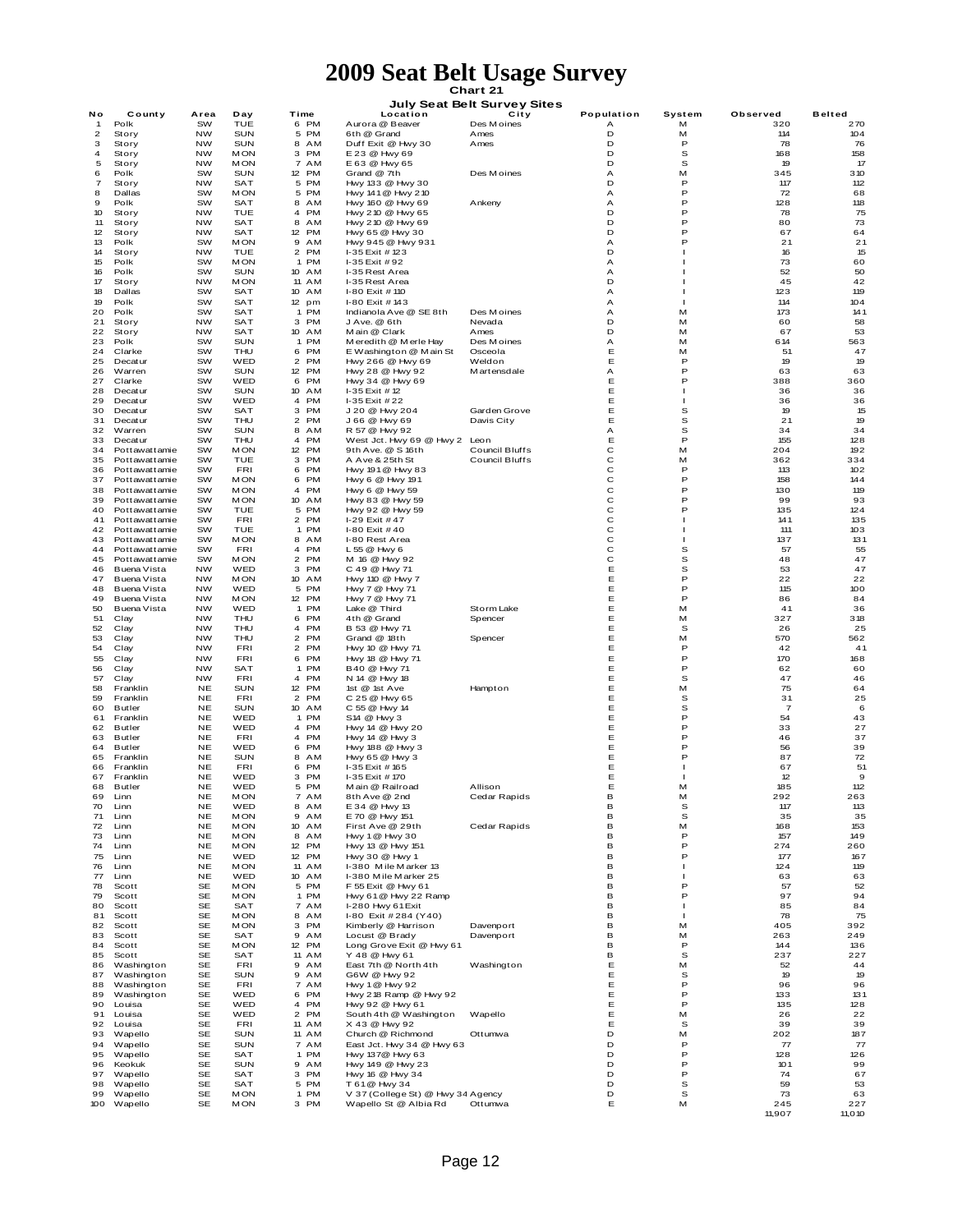# 2009 Seat Belt Usage Survey

**Chart 21**

**July Seat Belt Survey Sites**

| No | County | Area | Day | Time | Location | City | Population | System | Observed | Belted |
|---|---|---|---|---|---|---|---|---|---|---|
| 1 | Polk | SW | TUE | 6 PM | Aurora @ Beaver | Des Moines | A | M | 320 | 270 |
| 2 | Story | NW | SUN | 5 PM | 6th @ Grand | Ames | D | M | 114 | 104 |
| 3 | Story | NW | SUN | 8 AM | Duff Exit @ Hwy 30 | Ames | D | P | 78 | 76 |
| 4 | Story | NW | MON | 3 PM | E 23 @ Hwy 69 | | D | S | 168 | 158 |
| 5 | Story | NW | MON | 7 AM | E 63 @ Hwy 65 | | D | S | 19 | 17 |
| 6 | Polk | SW | SUN | 12 PM | Grand @ 7th | Des Moines | A | M | 345 | 310 |
| 7 | Story | NW | SAT | 5 PM | Hwy 133 @ Hwy 30 | | D | P | 117 | 112 |
| 8 | Dallas | SW | MON | 5 PM | Hwy 141 @ Hwy 210 | | A | P | 72 | 68 |
| 9 | Polk | SW | SAT | 8 AM | Hwy 160 @ Hwy 69 | Ankeny | A | P | 128 | 118 |
| 10 | Story | NW | TUE | 4 PM | Hwy 210 @ Hwy 65 | | D | P | 78 | 75 |
| 11 | Story | NW | SAT | 8 AM | Hwy 210 @ Hwy 69 | | D | P | 80 | 73 |
| 12 | Story | NW | SAT | 12 PM | Hwy 65 @ Hwy 30 | | D | P | 67 | 64 |
| 13 | Polk | SW | MON | 9 AM | Hwy 945 @ Hwy 931 | | A | P | 21 | 21 |
| 14 | Story | NW | TUE | 2 PM | I-35 Exit # 123 | | D | I | 16 | 15 |
| 15 | Polk | SW | MON | 1 PM | I-35 Exit # 92 | | A | I | 73 | 60 |
| 16 | Polk | SW | SUN | 10 AM | I-35 Rest Area | | A | I | 52 | 50 |
| 17 | Story | NW | MON | 11 AM | I-35 Rest Area | | D | I | 45 | 42 |
| 18 | Dallas | SW | SAT | 10 AM | I-80 Exit # 110 | | A | I | 123 | 119 |
| 19 | Polk | SW | SAT | 12 pm | I-80 Exit # 143 | | A | I | 114 | 104 |
| 20 | Polk | SW | SAT | 1 PM | Indianola Ave @ SE 8th | Des Moines | A | M | 173 | 141 |
| 21 | Story | NW | SAT | 3 PM | J Ave. @ 6th | Nevada | D | M | 60 | 58 |
| 22 | Story | NW | SAT | 10 AM | Main @ Clark | Ames | D | M | 67 | 53 |
| 23 | Polk | SW | SUN | 1 PM | Meredith @ Merle Hay | Des Moines | A | M | 614 | 563 |
| 24 | Clarke | SW | THU | 6 PM | E Washington @ Main St | Osceola | E | M | 51 | 47 |
| 25 | Decatur | SW | WED | 2 PM | Hwy 266 @ Hwy 69 | Weldon | E | P | 19 | 19 |
| 26 | Warren | SW | SUN | 12 PM | Hwy 28 @ Hwy 92 | Martensdale | A | P | 63 | 63 |
| 27 | Clarke | SW | WED | 6 PM | Hwy 34 @ Hwy 69 | | E | P | 388 | 360 |
| 28 | Decatur | SW | SUN | 10 AM | I-35 Exit # 12 | | E | I | 36 | 36 |
| 29 | Decatur | SW | WED | 4 PM | I-35 Exit # 22 | | E | I | 36 | 36 |
| 30 | Decatur | SW | SAT | 3 PM | J 20 @ Hwy 204 | Garden Grove | E | S | 19 | 15 |
| 31 | Decatur | SW | THU | 2 PM | J 66 @ Hwy 69 | Davis City | E | S | 21 | 19 |
| 32 | Warren | SW | SUN | 8 AM | R 57 @ Hwy 92 | | A | S | 34 | 34 |
| 33 | Decatur | SW | THU | 4 PM | West Jct. Hwy 69 @ Hwy 2 | Leon | E | P | 155 | 128 |
| 34 | Pottawattamie | SW | MON | 12 PM | 9th Ave. @ S 16th | Council Bluffs | C | M | 204 | 192 |
| 35 | Pottawattamie | SW | TUE | 3 PM | A Ave & 25th St | Council Bluffs | C | M | 362 | 334 |
| 36 | Pottawattamie | SW | FRI | 6 PM | Hwy 191 @ Hwy 83 | | C | P | 113 | 102 |
| 37 | Pottawattamie | SW | MON | 6 PM | Hwy 6 @ Hwy 191 | | C | P | 158 | 144 |
| 38 | Pottawattamie | SW | MON | 4 PM | Hwy 6 @ Hwy 59 | | C | P | 130 | 119 |
| 39 | Pottawattamie | SW | MON | 10 AM | Hwy 83 @ Hwy 59 | | C | P | 99 | 93 |
| 40 | Pottawattamie | SW | TUE | 5 PM | Hwy 92 @ Hwy 59 | | C | P | 135 | 124 |
| 41 | Pottawattamie | SW | FRI | 2 PM | I-29 Exit # 47 | | C | I | 141 | 135 |
| 42 | Pottawattamie | SW | TUE | 1 PM | I-80 Exit # 40 | | C | I | 111 | 103 |
| 43 | Pottawattamie | SW | MON | 8 AM | I-80 Rest Area | | C | I | 137 | 131 |
| 44 | Pottawattamie | SW | FRI | 4 PM | L 55 @ Hwy 6 | | C | S | 57 | 55 |
| 45 | Pottawattamie | SW | MON | 2 PM | M 16 @ Hwy 92 | | C | S | 48 | 47 |
| 46 | Buena Vista | NW | WED | 3 PM | C 49 @ Hwy 71 | | E | S | 53 | 47 |
| 47 | Buena Vista | NW | MON | 10 AM | Hwy 110 @ Hwy 7 | | E | P | 22 | 22 |
| 48 | Buena Vista | NW | WED | 5 PM | Hwy 7 @ Hwy 71 | | E | P | 115 | 100 |
| 49 | Buena Vista | NW | MON | 12 PM | Hwy 7 @ Hwy 71 | | E | P | 86 | 84 |
| 50 | Buena Vista | NW | WED | 1 PM | Lake @ Third | Storm Lake | E | M | 41 | 36 |
| 51 | Clay | NW | THU | 6 PM | 4th @ Grand | Spencer | E | M | 327 | 318 |
| 52 | Clay | NW | THU | 4 PM | B 53 @ Hwy 71 | | E | S | 26 | 25 |
| 53 | Clay | NW | THU | 2 PM | Grand @ 18th | Spencer | E | M | 570 | 562 |
| 54 | Clay | NW | FRI | 2 PM | Hwy 10 @ Hwy 71 | | E | P | 42 | 41 |
| 55 | Clay | NW | FRI | 6 PM | Hwy 18 @ Hwy 71 | | E | P | 170 | 168 |
| 56 | Clay | NW | SAT | 1 PM | B40 @ Hwy 71 | | E | P | 62 | 60 |
| 57 | Clay | NW | FRI | 4 PM | N 14 @ Hwy 18 | | E | S | 47 | 46 |
| 58 | Franklin | NE | SUN | 12 PM | 1st @ 1st Ave | Hampton | E | M | 75 | 64 |
| 59 | Franklin | NE | FRI | 2 PM | C 25 @ Hwy 65 | | E | S | 31 | 25 |
| 60 | Butler | NE | SUN | 10 AM | C 55 @ Hwy 14 | | E | S | 7 | 6 |
| 61 | Franklin | NE | WED | 1 PM | S14 @ Hwy 3 | | E | P | 54 | 43 |
| 62 | Butler | NE | WED | 4 PM | Hwy 14 @ Hwy 20 | | E | P | 33 | 27 |
| 63 | Butler | NE | FRI | 4 PM | Hwy 14 @ Hwy 3 | | E | P | 46 | 37 |
| 64 | Butler | NE | WED | 6 PM | Hwy 188 @ Hwy 3 | | E | P | 56 | 39 |
| 65 | Franklin | NE | SUN | 8 AM | Hwy 65 @ Hwy 3 | | E | P | 87 | 72 |
| 66 | Franklin | NE | FRI | 6 PM | I-35 Exit # 165 | | E | I | 67 | 51 |
| 67 | Franklin | NE | WED | 3 PM | I-35 Exit # 170 | | E | I | 12 | 9 |
| 68 | Butler | NE | WED | 5 PM | Main @ Railroad | Allison | E | M | 185 | 112 |
| 69 | Linn | NE | MON | 7 AM | 8th Ave @ 2nd | Cedar Rapids | B | M | 292 | 263 |
| 70 | Linn | NE | WED | 8 AM | E 34 @ Hwy 13 | | B | S | 117 | 113 |
| 71 | Linn | NE | MON | 9 AM | E 70 @ Hwy 151 | | B | S | 35 | 35 |
| 72 | Linn | NE | MON | 10 AM | First Ave @ 29th | Cedar Rapids | B | M | 168 | 153 |
| 73 | Linn | NE | MON | 8 AM | Hwy 1 @ Hwy 30 | | B | P | 157 | 149 |
| 74 | Linn | NE | MON | 12 PM | Hwy 13 @ Hwy 151 | | B | P | 274 | 260 |
| 75 | Linn | NE | WED | 12 PM | Hwy 30 @ Hwy 1 | | B | P | 177 | 167 |
| 76 | Linn | NE | MON | 11 AM | I-380 Mile Marker 13 | | B | I | 124 | 119 |
| 77 | Linn | NE | WED | 10 AM | I-380 Mile Marker 25 | | B | I | 63 | 63 |
| 78 | Scott | SE | MON | 5 PM | F 55 Exit @ Hwy 61 | | B | P | 57 | 52 |
| 79 | Scott | SE | MON | 1 PM | Hwy 61 @ Hwy 22 Ramp | | B | P | 97 | 94 |
| 80 | Scott | SE | SAT | 7 AM | I-280 Hwy 61 Exit | | B | I | 85 | 84 |
| 81 | Scott | SE | MON | 8 AM | I-80 Exit # 284 (Y40) | | B | I | 78 | 75 |
| 82 | Scott | SE | MON | 3 PM | Kimberly @ Harrison | Davenport | B | M | 405 | 392 |
| 83 | Scott | SE | SAT | 9 AM | Locust @ Brady | Davenport | B | M | 263 | 249 |
| 84 | Scott | SE | MON | 12 PM | Long Grove Exit @ Hwy 61 | | B | P | 144 | 136 |
| 85 | Scott | SE | SAT | 11 AM | Y 48 @ Hwy 61 | | B | S | 237 | 227 |
| 86 | Washington | SE | FRI | 9 AM | East 7th @ North 4th | Washington | E | M | 52 | 44 |
| 87 | Washington | SE | SUN | 9 AM | G6W @ Hwy 92 | | E | S | 19 | 19 |
| 88 | Washington | SE | FRI | 7 AM | Hwy 1 @ Hwy 92 | | E | P | 96 | 96 |
| 89 | Washington | SE | WED | 6 PM | Hwy 218 Ramp @ Hwy 92 | | E | P | 133 | 131 |
| 90 | Louisa | SE | WED | 4 PM | Hwy 92 @ Hwy 61 | | E | P | 135 | 128 |
| 91 | Louisa | SE | WED | 2 PM | South 4th @ Washington | Wapello | E | M | 26 | 22 |
| 92 | Louisa | SE | FRI | 11 AM | X 43 @ Hwy 92 | | E | S | 39 | 39 |
| 93 | Wapello | SE | SUN | 11 AM | Church @ Richmond | Ottumwa | D | M | 202 | 187 |
| 94 | Wapello | SE | SUN | 7 AM | East Jct. Hwy 34 @ Hwy 63 | | D | P | 77 | 77 |
| 95 | Wapello | SE | SAT | 1 PM | Hwy 137@ Hwy 63 | | D | P | 128 | 126 |
| 96 | Keokuk | SE | SUN | 9 AM | Hwy 149 @ Hwy 23 | | D | P | 101 | 99 |
| 97 | Wapello | SE | SAT | 3 PM | Hwy 16 @ Hwy 34 | | D | P | 74 | 67 |
| 98 | Wapello | SE | SAT | 5 PM | T 61 @ Hwy 34 | | D | S | 59 | 53 |
| 99 | Wapello | SE | MON | 1 PM | V 37 (College St) @ Hwy 34 | Agency | D | S | 73 | 63 |
| 100 | Wapello | SE | MON | 3 PM | Wapello St @ Albia Rd | Ottumwa | E | M | 245 | 227 |
| | | | | | | | | | 11,907 | 11,010 |